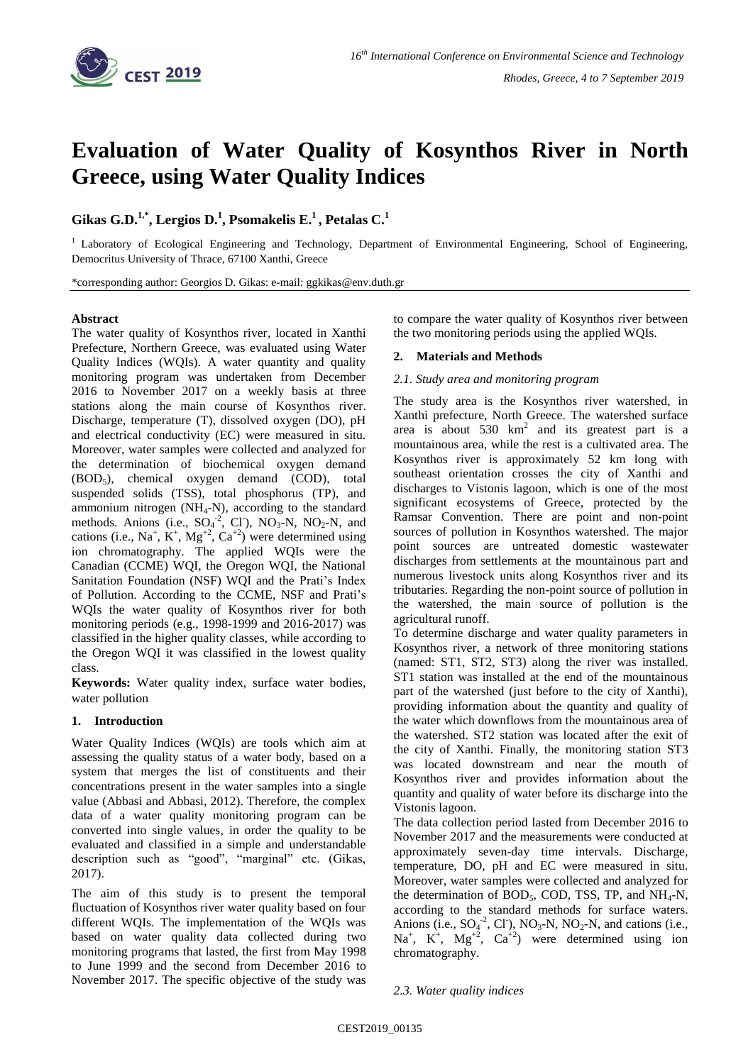# Evaluation of Water Quality of Kosynthos River in North Greece, using Water Quality Indices

**Gikas G.D.[1,*], Lergios D.[1], Psomakelis E.[1], Petalas C.[1]**

[1] Laboratory of Ecological Engineering and Technology, Department of Environmental Engineering, School of Engineering, Democritus University of Thrace, 67100 Xanthi, Greece

*corresponding author: Georgios D. Gikas: e-mail: ggkikas@env.duth.gr

**Abstract**

The water quality of Kosynthos river, located in Xanthi Prefecture, Northern Greece, was evaluated using Water Quality Indices (WQIs). A water quantity and quality monitoring program was undertaken from December 2016 to November 2017 on a weekly basis at three stations along the main course of Kosynthos river. Discharge, temperature (T), dissolved oxygen (DO), pH and electrical conductivity (EC) were measured in situ. Moreover, water samples were collected and analyzed for the determination of biochemical oxygen demand ($BOD_5$), chemical oxygen demand (COD), total suspended solids (TSS), total phosphorus (TP), and ammonium nitrogen ($NH_4$-N), according to the standard methods. Anions (i.e., $SO_4^{-2}$, $Cl^-$), $NO_3$-N, $NO_2$-N, and cations (i.e., $Na^+$, $K^+$, $Mg^{+2}$, $Ca^{+2}$) were determined using ion chromatography. The applied WQIs were the Canadian (CCME) WQI, the Oregon WQI, the National Sanitation Foundation (NSF) WQI and the Prati's Index of Pollution. According to the CCME, NSF and Prati's WQIs the water quality of Kosynthos river for both monitoring periods (e.g., 1998-1999 and 2016-2017) was classified in the higher quality classes, while according to the Oregon WQI it was classified in the lowest quality class.

**Keywords:** Water quality index, surface water bodies, water pollution

## 1. Introduction

Water Quality Indices (WQIs) are tools which aim at assessing the quality status of a water body, based on a system that merges the list of constituents and their concentrations present in the water samples into a single value (Abbasi and Abbasi, 2012). Therefore, the complex data of a water quality monitoring program can be converted into single values, in order the quality to be evaluated and classified in a simple and understandable description such as "good", "marginal" etc. (Gikas, 2017).

The aim of this study is to present the temporal fluctuation of Kosynthos river water quality based on four different WQIs. The implementation of the WQIs was based on water quality data collected during two monitoring programs that lasted, the first from May 1998 to June 1999 and the second from December 2016 to November 2017. The specific objective of the study was to compare the water quality of Kosynthos river between the two monitoring periods using the applied WQIs.

## 2. Materials and Methods

### 2.1. Study area and monitoring program

The study area is the Kosynthos river watershed, in Xanthi prefecture, North Greece. The watershed surface area is about 530 $km^2$ and its greatest part is a mountainous area, while the rest is a cultivated area. The Kosynthos river is approximately 52 km long with southeast orientation crosses the city of Xanthi and discharges to Vistonis lagoon, which is one of the most significant ecosystems of Greece, protected by the Ramsar Convention. There are point and non-point sources of pollution in Kosynthos watershed. The major point sources are untreated domestic wastewater discharges from settlements at the mountainous part and numerous livestock units along Kosynthos river and its tributaries. Regarding the non-point source of pollution in the watershed, the main source of pollution is the agricultural runoff.

To determine discharge and water quality parameters in Kosynthos river, a network of three monitoring stations (named: ST1, ST2, ST3) along the river was installed. ST1 station was installed at the end of the mountainous part of the watershed (just before to the city of Xanthi), providing information about the quantity and quality of the water which downflows from the mountainous area of the watershed. ST2 station was located after the exit of the city of Xanthi. Finally, the monitoring station ST3 was located downstream and near the mouth of Kosynthos river and provides information about the quantity and quality of water before its discharge into the Vistonis lagoon.

The data collection period lasted from December 2016 to November 2017 and the measurements were conducted at approximately seven-day time intervals. Discharge, temperature, DO, pH and EC were measured in situ. Moreover, water samples were collected and analyzed for the determination of $BOD_5$, COD, TSS, TP, and $NH_4$-N, according to the standard methods for surface waters. Anions (i.e., $SO_4^{-2}$, $Cl^-$), $NO_3$-N, $NO_2$-N, and cations (i.e., $Na^+$, $K^+$, $Mg^{+2}$, $Ca^{+2}$) were determined using ion chromatography.

### 2.3. Water quality indices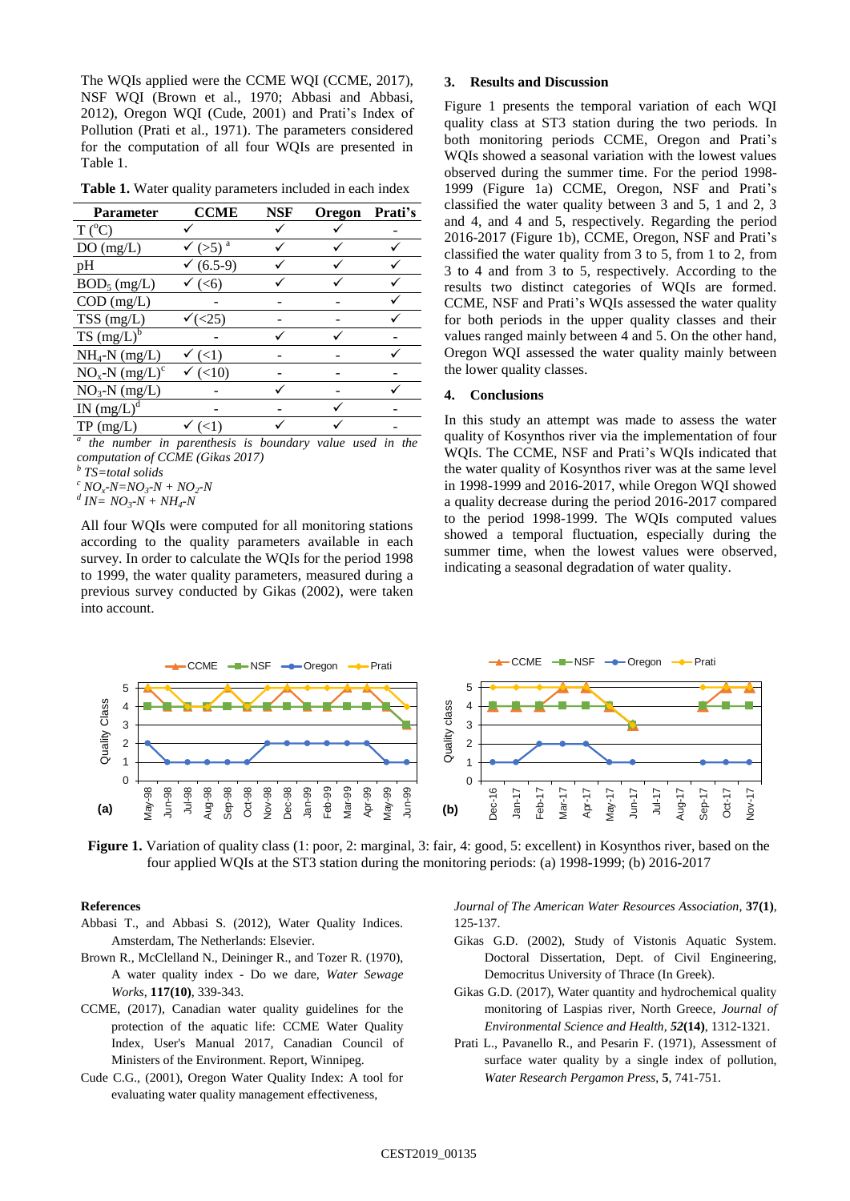The WQIs applied were the CCME WQI (CCME, 2017), NSF WQI (Brown et al., 1970; Abbasi and Abbasi, 2012), Oregon WQI (Cude, 2001) and Prati's Index of Pollution (Prati et al., 1971). The parameters considered for the computation of all four WQIs are presented in Table 1.

**Table 1.** Water quality parameters included in each index

| Parameter | CCME | NSF | Oregon | Prati's |
|---|---|---|---|---|
| T (°C) | ✓ | ✓ | ✓ | - |
| DO (mg/L) | ✓ (>5) [a] | ✓ | ✓ | ✓ |
| pH | ✓ (6.5-9) | ✓ | ✓ | ✓ |
| $BOD_5$ (mg/L) | ✓ (<6) | ✓ | ✓ | ✓ |
| COD (mg/L) | - | - | - | ✓ |
| TSS (mg/L) | ✓(<25) | - | - | ✓ |
| TS (mg/L)[b] | - | ✓ | ✓ | - |
| $NH_4$-N (mg/L) | ✓ (<1) | - | - | ✓ |
| $NO_x$-N (mg/L)[c] | ✓ (<10) | - | - | - |
| $NO_3$-N (mg/L) | - | ✓ | - | ✓ |
| IN (mg/L)[d] | - | - | ✓ | - |
| TP (mg/L) | ✓ (<1) | ✓ | ✓ | - |

[a] *the number in parenthesis is boundary value used in the computation of CCME (Gikas 2017)*
[b] *TS=total solids*
[c] *$NO_x$-N=$NO_3$-N + $NO_2$-N*
[d] *IN= $NO_3$-N + $NH_4$-N*

All four WQIs were computed for all monitoring stations according to the quality parameters available in each survey. In order to calculate the WQIs for the period 1998 to 1999, the water quality parameters, measured during a previous survey conducted by Gikas (2002), were taken into account.

## 3. Results and Discussion

Figure 1 presents the temporal variation of each WQI quality class at ST3 station during the two periods. In both monitoring periods CCME, Oregon and Prati's WQIs showed a seasonal variation with the lowest values observed during the summer time. For the period 1998-1999 (Figure 1a) CCME, Oregon, NSF and Prati's classified the water quality between 3 and 5, 1 and 2, 3 and 4, and 4 and 5, respectively. Regarding the period 2016-2017 (Figure 1b), CCME, Oregon, NSF and Prati's classified the water quality from 3 to 5, from 1 to 2, from 3 to 4 and from 3 to 5, respectively. According to the results two distinct categories of WQIs are formed. CCME, NSF and Prati's WQIs assessed the water quality for both periods in the upper quality classes and their values ranged mainly between 4 and 5. On the other hand, Oregon WQI assessed the water quality mainly between the lower quality classes.

## 4. Conclusions

In this study an attempt was made to assess the water quality of Kosynthos river via the implementation of four WQIs. The CCME, NSF and Prati's WQIs indicated that the water quality of Kosynthos river was at the same level in 1998-1999 and 2016-2017, while Oregon WQI showed a quality decrease during the period 2016-2017 compared to the period 1998-1999. The WQIs computed values showed a temporal fluctuation, especially during the summer time, when the lowest values were observed, indicating a seasonal degradation of water quality.

CCME NSF Oregon Prati
Quality Class
(a)
May-98 Jun-98 Jul-98 Aug-98 Sep-98 Oct-98 Nov-98 Dec-98 Jan-99 Feb-99 Mar-99 Apr-99 May-99 Jun-99

CCME NSF Oregon Prati
Quality class
(b)
Dec-16 Jan-17 Feb-17 Mar-17 Apr-17 May-17 Jun-17 Jul-17 Aug-17 Sep-17 Oct-17 Nov-17

**Figure 1.** Variation of quality class (1: poor, 2: marginal, 3: fair, 4: good, 5: excellent) in Kosynthos river, based on the four applied WQIs at the ST3 station during the monitoring periods: (a) 1998-1999; (b) 2016-2017

### References

Abbasi T., and Abbasi S. (2012), Water Quality Indices. Amsterdam, The Netherlands: Elsevier.

Brown R., McClelland N., Deininger R., and Tozer R. (1970), A water quality index - Do we dare, *Water Sewage Works*, **117(10)**, 339-343.

CCME, (2017), Canadian water quality guidelines for the protection of the aquatic life: CCME Water Quality Index, User's Manual 2017, Canadian Council of Ministers of the Environment. Report, Winnipeg.

Cude C.G., (2001), Oregon Water Quality Index: A tool for evaluating water quality management effectiveness, *Journal of The American Water Resources Association*, **37(1)**, 125-137.

Gikas G.D. (2002), Study of Vistonis Aquatic System. Doctoral Dissertation, Dept. of Civil Engineering, Democritus University of Thrace (In Greek).

Gikas G.D. (2017), Water quantity and hydrochemical quality monitoring of Laspias river, North Greece, *Journal of Environmental Science and Health*, ***52*(14)**, 1312-1321.

Prati L., Pavanello R., and Pesarin F. (1971), Assessment of surface water quality by a single index of pollution, *Water Research Pergamon Press*, **5**, 741-751.